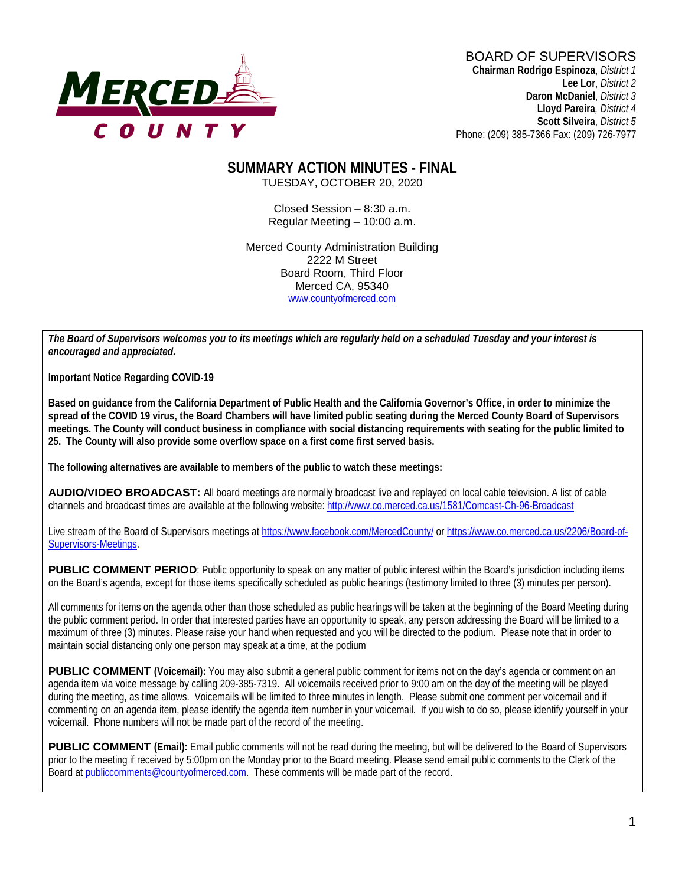MERCED COUNTY

BOARD OF SUPERVISORS
**Chairman Rodrigo Espinoza**, *District 1*
**Lee Lor**, *District 2*
**Daron McDaniel**, *District 3*
**Lloyd Pareira**, *District 4*
**Scott Silveira**, *District 5*
Phone: (209) 385-7366 Fax: (209) 726-7977

# SUMMARY ACTION MINUTES - FINAL

TUESDAY, OCTOBER 20, 2020

Closed Session – 8:30 a.m.
Regular Meeting – 10:00 a.m.

Merced County Administration Building
2222 M Street
Board Room, Third Floor
Merced CA, 95340
www.countyofmerced.com

***The Board of Supervisors welcomes you to its meetings which are regularly held on a scheduled Tuesday and your interest is encouraged and appreciated.***

**Important Notice Regarding COVID-19**

**Based on guidance from the California Department of Public Health and the California Governor's Office, in order to minimize the spread of the COVID 19 virus, the Board Chambers will have limited public seating during the Merced County Board of Supervisors meetings. The County will conduct business in compliance with social distancing requirements with seating for the public limited to 25. The County will also provide some overflow space on a first come first served basis.**

**The following alternatives are available to members of the public to watch these meetings:**

**AUDIO/VIDEO BROADCAST:** All board meetings are normally broadcast live and replayed on local cable television. A list of cable channels and broadcast times are available at the following website: http://www.co.merced.ca.us/1581/Comcast-Ch-96-Broadcast

Live stream of the Board of Supervisors meetings at https://www.facebook.com/MercedCounty/ or https://www.co.merced.ca.us/2206/Board-of-Supervisors-Meetings.

**PUBLIC COMMENT PERIOD**: Public opportunity to speak on any matter of public interest within the Board's jurisdiction including items on the Board's agenda, except for those items specifically scheduled as public hearings (testimony limited to three (3) minutes per person).

All comments for items on the agenda other than those scheduled as public hearings will be taken at the beginning of the Board Meeting during the public comment period. In order that interested parties have an opportunity to speak, any person addressing the Board will be limited to a maximum of three (3) minutes. Please raise your hand when requested and you will be directed to the podium. Please note that in order to maintain social distancing only one person may speak at a time, at the podium

**PUBLIC COMMENT (Voicemail):** You may also submit a general public comment for items not on the day's agenda or comment on an agenda item via voice message by calling 209-385-7319. All voicemails received prior to 9:00 am on the day of the meeting will be played during the meeting, as time allows. Voicemails will be limited to three minutes in length. Please submit one comment per voicemail and if commenting on an agenda item, please identify the agenda item number in your voicemail. If you wish to do so, please identify yourself in your voicemail. Phone numbers will not be made part of the record of the meeting.

**PUBLIC COMMENT (Email):** Email public comments will not be read during the meeting, but will be delivered to the Board of Supervisors prior to the meeting if received by 5:00pm on the Monday prior to the Board meeting. Please send email public comments to the Clerk of the Board at publiccomments@countyofmerced.com. These comments will be made part of the record.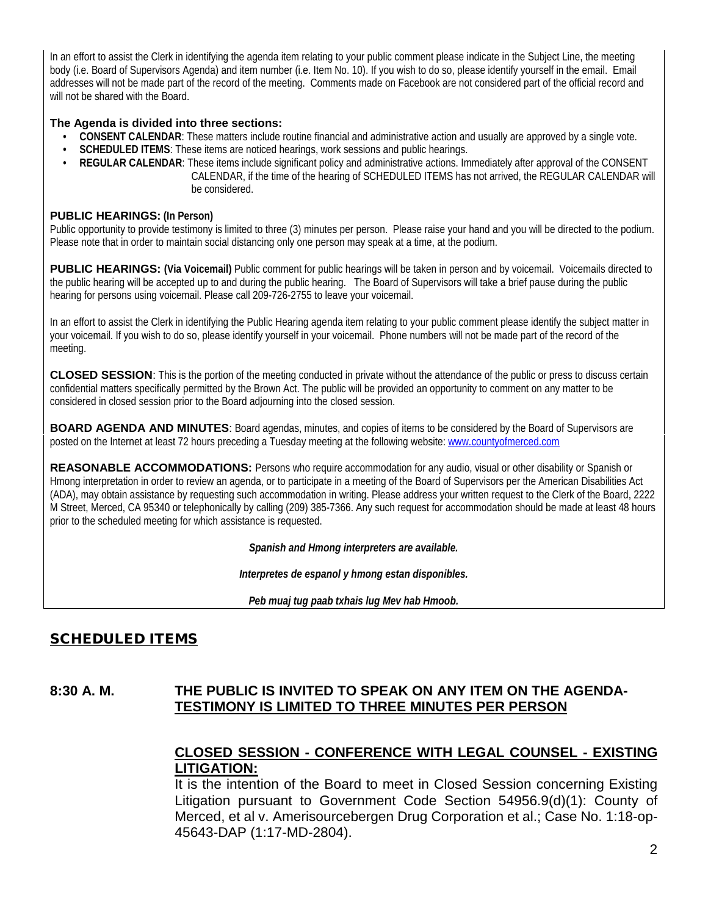In an effort to assist the Clerk in identifying the agenda item relating to your public comment please indicate in the Subject Line, the meeting body (i.e. Board of Supervisors Agenda) and item number (i.e. Item No. 10). If you wish to do so, please identify yourself in the email. Email addresses will not be made part of the record of the meeting. Comments made on Facebook are not considered part of the official record and will not be shared with the Board.

**The Agenda is divided into three sections:**

- **CONSENT CALENDAR**: These matters include routine financial and administrative action and usually are approved by a single vote.
- **SCHEDULED ITEMS**: These items are noticed hearings, work sessions and public hearings.
- **REGULAR CALENDAR**: These items include significant policy and administrative actions. Immediately after approval of the CONSENT CALENDAR, if the time of the hearing of SCHEDULED ITEMS has not arrived, the REGULAR CALENDAR will be considered.

**PUBLIC HEARINGS: (In Person)**
Public opportunity to provide testimony is limited to three (3) minutes per person. Please raise your hand and you will be directed to the podium. Please note that in order to maintain social distancing only one person may speak at a time, at the podium.

**PUBLIC HEARINGS: (Via Voicemail)** Public comment for public hearings will be taken in person and by voicemail. Voicemails directed to the public hearing will be accepted up to and during the public hearing. The Board of Supervisors will take a brief pause during the public hearing for persons using voicemail. Please call 209-726-2755 to leave your voicemail.

In an effort to assist the Clerk in identifying the Public Hearing agenda item relating to your public comment please identify the subject matter in your voicemail. If you wish to do so, please identify yourself in your voicemail. Phone numbers will not be made part of the record of the meeting.

**CLOSED SESSION**: This is the portion of the meeting conducted in private without the attendance of the public or press to discuss certain confidential matters specifically permitted by the Brown Act. The public will be provided an opportunity to comment on any matter to be considered in closed session prior to the Board adjourning into the closed session.

**BOARD AGENDA AND MINUTES**: Board agendas, minutes, and copies of items to be considered by the Board of Supervisors are posted on the Internet at least 72 hours preceding a Tuesday meeting at the following website: www.countyofmerced.com

**REASONABLE ACCOMMODATIONS:** Persons who require accommodation for any audio, visual or other disability or Spanish or Hmong interpretation in order to review an agenda, or to participate in a meeting of the Board of Supervisors per the American Disabilities Act (ADA), may obtain assistance by requesting such accommodation in writing. Please address your written request to the Clerk of the Board, 2222 M Street, Merced, CA 95340 or telephonically by calling (209) 385-7366. Any such request for accommodation should be made at least 48 hours prior to the scheduled meeting for which assistance is requested.

***Spanish and Hmong interpreters are available.***

***Interpretes de espanol y hmong estan disponibles.***

***Peb muaj tug paab txhais lug Mev hab Hmoob.***

## SCHEDULED ITEMS

### 8:30 A. M. THE PUBLIC IS INVITED TO SPEAK ON ANY ITEM ON THE AGENDA-TESTIMONY IS LIMITED TO THREE MINUTES PER PERSON

**CLOSED SESSION - CONFERENCE WITH LEGAL COUNSEL - EXISTING LITIGATION:**
It is the intention of the Board to meet in Closed Session concerning Existing Litigation pursuant to Government Code Section 54956.9(d)(1): County of Merced, et al v. Amerisourcebergen Drug Corporation et al.; Case No. 1:18-op-45643-DAP (1:17-MD-2804).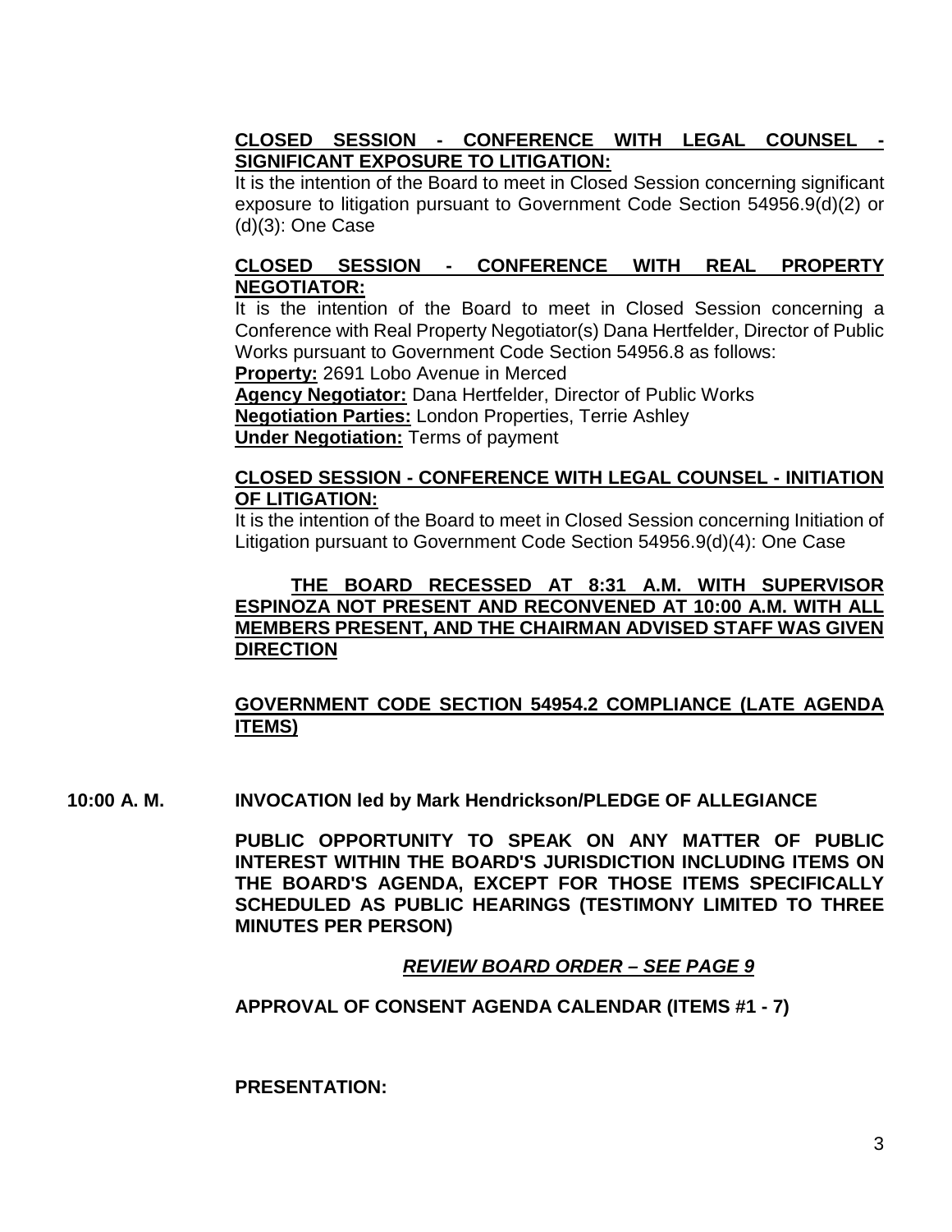**CLOSED SESSION - CONFERENCE WITH LEGAL COUNSEL - SIGNIFICANT EXPOSURE TO LITIGATION:**

It is the intention of the Board to meet in Closed Session concerning significant exposure to litigation pursuant to Government Code Section 54956.9(d)(2) or (d)(3): One Case

**CLOSED SESSION - CONFERENCE WITH REAL PROPERTY NEGOTIATOR:**

It is the intention of the Board to meet in Closed Session concerning a Conference with Real Property Negotiator(s) Dana Hertfelder, Director of Public Works pursuant to Government Code Section 54956.8 as follows:

**Property:** 2691 Lobo Avenue in Merced
**Agency Negotiator:** Dana Hertfelder, Director of Public Works
**Negotiation Parties:** London Properties, Terrie Ashley
**Under Negotiation:** Terms of payment

**CLOSED SESSION - CONFERENCE WITH LEGAL COUNSEL - INITIATION OF LITIGATION:**

It is the intention of the Board to meet in Closed Session concerning Initiation of Litigation pursuant to Government Code Section 54956.9(d)(4): One Case

**THE BOARD RECESSED AT 8:31 A.M. WITH SUPERVISOR ESPINOZA NOT PRESENT AND RECONVENED AT 10:00 A.M. WITH ALL MEMBERS PRESENT, AND THE CHAIRMAN ADVISED STAFF WAS GIVEN DIRECTION**

**GOVERNMENT CODE SECTION 54954.2 COMPLIANCE (LATE AGENDA ITEMS)**

**10:00 A. M. INVOCATION led by Mark Hendrickson/PLEDGE OF ALLEGIANCE**

**PUBLIC OPPORTUNITY TO SPEAK ON ANY MATTER OF PUBLIC INTEREST WITHIN THE BOARD'S JURISDICTION INCLUDING ITEMS ON THE BOARD'S AGENDA, EXCEPT FOR THOSE ITEMS SPECIFICALLY SCHEDULED AS PUBLIC HEARINGS (TESTIMONY LIMITED TO THREE MINUTES PER PERSON)**

***REVIEW BOARD ORDER – SEE PAGE 9***

**APPROVAL OF CONSENT AGENDA CALENDAR (ITEMS #1 - 7)**

**PRESENTATION:**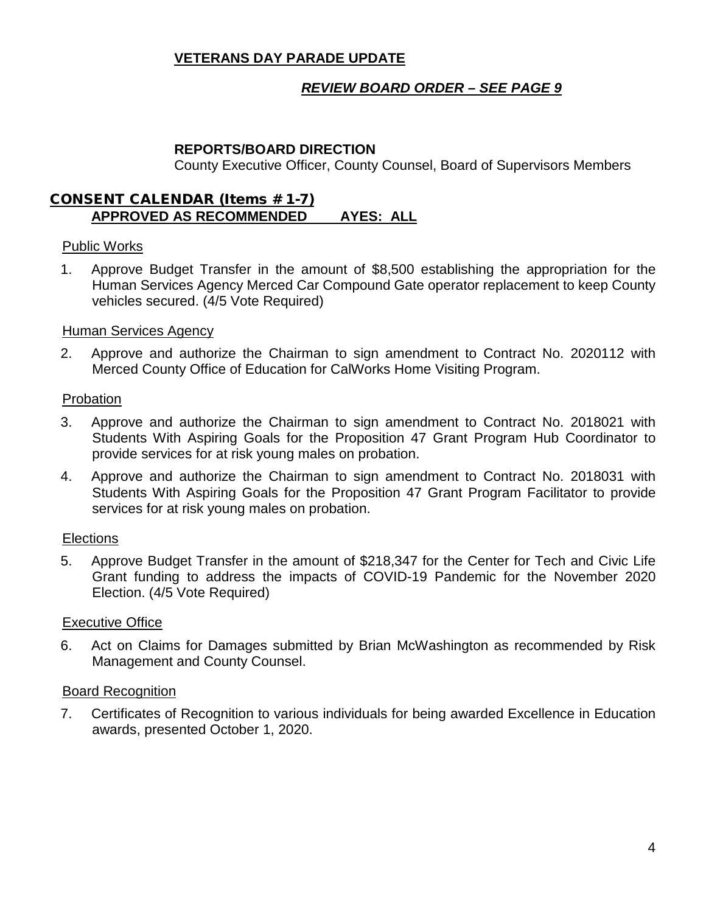**VETERANS DAY PARADE UPDATE**

***REVIEW BOARD ORDER – SEE PAGE 9***

**REPORTS/BOARD DIRECTION**

County Executive Officer, County Counsel, Board of Supervisors Members

## CONSENT CALENDAR (Items # 1-7)

**APPROVED AS RECOMMENDED AYES: ALL**

Public Works

1. Approve Budget Transfer in the amount of $8,500 establishing the appropriation for the Human Services Agency Merced Car Compound Gate operator replacement to keep County vehicles secured. (4/5 Vote Required)

Human Services Agency

2. Approve and authorize the Chairman to sign amendment to Contract No. 2020112 with Merced County Office of Education for CalWorks Home Visiting Program.

Probation

3. Approve and authorize the Chairman to sign amendment to Contract No. 2018021 with Students With Aspiring Goals for the Proposition 47 Grant Program Hub Coordinator to provide services for at risk young males on probation.
4. Approve and authorize the Chairman to sign amendment to Contract No. 2018031 with Students With Aspiring Goals for the Proposition 47 Grant Program Facilitator to provide services for at risk young males on probation.

Elections

5. Approve Budget Transfer in the amount of $218,347 for the Center for Tech and Civic Life Grant funding to address the impacts of COVID-19 Pandemic for the November 2020 Election. (4/5 Vote Required)

Executive Office

6. Act on Claims for Damages submitted by Brian McWashington as recommended by Risk Management and County Counsel.

Board Recognition

7. Certificates of Recognition to various individuals for being awarded Excellence in Education awards, presented October 1, 2020.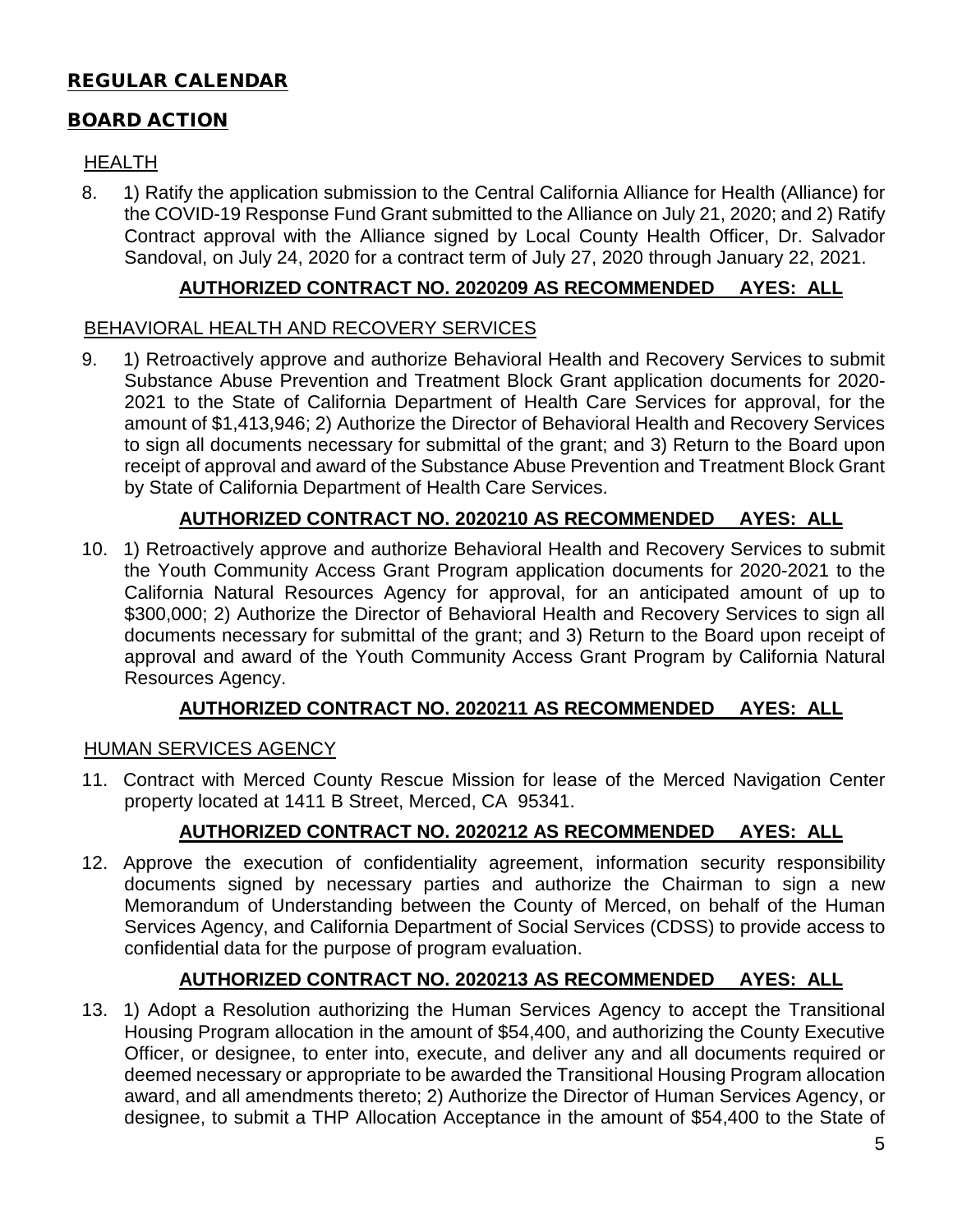## REGULAR CALENDAR

## BOARD ACTION

### HEALTH

8. 1) Ratify the application submission to the Central California Alliance for Health (Alliance) for the COVID-19 Response Fund Grant submitted to the Alliance on July 21, 2020; and 2) Ratify Contract approval with the Alliance signed by Local County Health Officer, Dr. Salvador Sandoval, on July 24, 2020 for a contract term of July 27, 2020 through January 22, 2021.

**AUTHORIZED CONTRACT NO. 2020209 AS RECOMMENDED AYES: ALL**

### BEHAVIORAL HEALTH AND RECOVERY SERVICES

9. 1) Retroactively approve and authorize Behavioral Health and Recovery Services to submit Substance Abuse Prevention and Treatment Block Grant application documents for 2020-2021 to the State of California Department of Health Care Services for approval, for the amount of $1,413,946; 2) Authorize the Director of Behavioral Health and Recovery Services to sign all documents necessary for submittal of the grant; and 3) Return to the Board upon receipt of approval and award of the Substance Abuse Prevention and Treatment Block Grant by State of California Department of Health Care Services.

**AUTHORIZED CONTRACT NO. 2020210 AS RECOMMENDED AYES: ALL**

10. 1) Retroactively approve and authorize Behavioral Health and Recovery Services to submit the Youth Community Access Grant Program application documents for 2020-2021 to the California Natural Resources Agency for approval, for an anticipated amount of up to $300,000; 2) Authorize the Director of Behavioral Health and Recovery Services to sign all documents necessary for submittal of the grant; and 3) Return to the Board upon receipt of approval and award of the Youth Community Access Grant Program by California Natural Resources Agency.

**AUTHORIZED CONTRACT NO. 2020211 AS RECOMMENDED AYES: ALL**

### HUMAN SERVICES AGENCY

11. Contract with Merced County Rescue Mission for lease of the Merced Navigation Center property located at 1411 B Street, Merced, CA 95341.

**AUTHORIZED CONTRACT NO. 2020212 AS RECOMMENDED AYES: ALL**

12. Approve the execution of confidentiality agreement, information security responsibility documents signed by necessary parties and authorize the Chairman to sign a new Memorandum of Understanding between the County of Merced, on behalf of the Human Services Agency, and California Department of Social Services (CDSS) to provide access to confidential data for the purpose of program evaluation.

**AUTHORIZED CONTRACT NO. 2020213 AS RECOMMENDED AYES: ALL**

13. 1) Adopt a Resolution authorizing the Human Services Agency to accept the Transitional Housing Program allocation in the amount of $54,400, and authorizing the County Executive Officer, or designee, to enter into, execute, and deliver any and all documents required or deemed necessary or appropriate to be awarded the Transitional Housing Program allocation award, and all amendments thereto; 2) Authorize the Director of Human Services Agency, or designee, to submit a THP Allocation Acceptance in the amount of $54,400 to the State of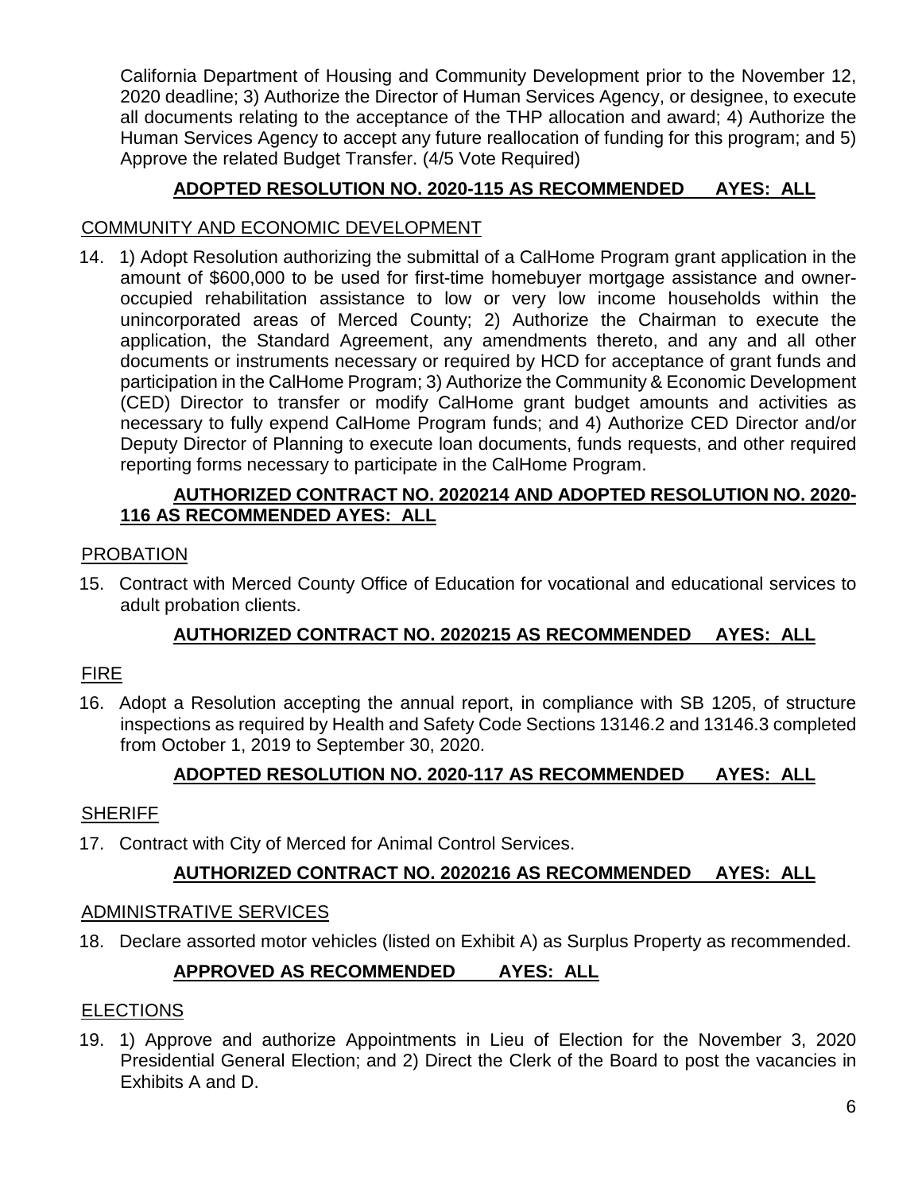California Department of Housing and Community Development prior to the November 12, 2020 deadline; 3) Authorize the Director of Human Services Agency, or designee, to execute all documents relating to the acceptance of the THP allocation and award; 4) Authorize the Human Services Agency to accept any future reallocation of funding for this program; and 5) Approve the related Budget Transfer. (4/5 Vote Required)

**ADOPTED RESOLUTION NO. 2020-115 AS RECOMMENDED AYES: ALL**

COMMUNITY AND ECONOMIC DEVELOPMENT

14. 1) Adopt Resolution authorizing the submittal of a CalHome Program grant application in the amount of $600,000 to be used for first-time homebuyer mortgage assistance and owner-occupied rehabilitation assistance to low or very low income households within the unincorporated areas of Merced County; 2) Authorize the Chairman to execute the application, the Standard Agreement, any amendments thereto, and any and all other documents or instruments necessary or required by HCD for acceptance of grant funds and participation in the CalHome Program; 3) Authorize the Community & Economic Development (CED) Director to transfer or modify CalHome grant budget amounts and activities as necessary to fully expend CalHome Program funds; and 4) Authorize CED Director and/or Deputy Director of Planning to execute loan documents, funds requests, and other required reporting forms necessary to participate in the CalHome Program.

**AUTHORIZED CONTRACT NO. 2020214 AND ADOPTED RESOLUTION NO. 2020-116 AS RECOMMENDED AYES: ALL**

PROBATION

15. Contract with Merced County Office of Education for vocational and educational services to adult probation clients.

**AUTHORIZED CONTRACT NO. 2020215 AS RECOMMENDED AYES: ALL**

FIRE

16. Adopt a Resolution accepting the annual report, in compliance with SB 1205, of structure inspections as required by Health and Safety Code Sections 13146.2 and 13146.3 completed from October 1, 2019 to September 30, 2020.

**ADOPTED RESOLUTION NO. 2020-117 AS RECOMMENDED AYES: ALL**

SHERIFF

17. Contract with City of Merced for Animal Control Services.

**AUTHORIZED CONTRACT NO. 2020216 AS RECOMMENDED AYES: ALL**

ADMINISTRATIVE SERVICES

18. Declare assorted motor vehicles (listed on Exhibit A) as Surplus Property as recommended.

**APPROVED AS RECOMMENDED AYES: ALL**

ELECTIONS

19. 1) Approve and authorize Appointments in Lieu of Election for the November 3, 2020 Presidential General Election; and 2) Direct the Clerk of the Board to post the vacancies in Exhibits A and D.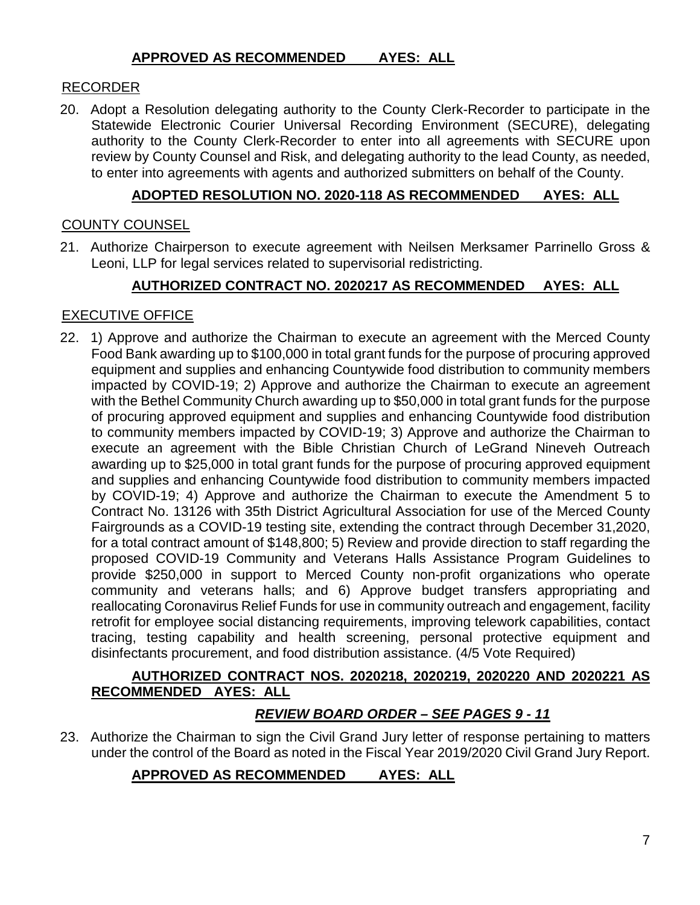**APPROVED AS RECOMMENDED AYES: ALL**

RECORDER

20. Adopt a Resolution delegating authority to the County Clerk-Recorder to participate in the Statewide Electronic Courier Universal Recording Environment (SECURE), delegating authority to the County Clerk-Recorder to enter into all agreements with SECURE upon review by County Counsel and Risk, and delegating authority to the lead County, as needed, to enter into agreements with agents and authorized submitters on behalf of the County.

**ADOPTED RESOLUTION NO. 2020-118 AS RECOMMENDED AYES: ALL**

COUNTY COUNSEL

21. Authorize Chairperson to execute agreement with Neilsen Merksamer Parrinello Gross & Leoni, LLP for legal services related to supervisorial redistricting.

**AUTHORIZED CONTRACT NO. 2020217 AS RECOMMENDED AYES: ALL**

EXECUTIVE OFFICE

22. 1) Approve and authorize the Chairman to execute an agreement with the Merced County Food Bank awarding up to $100,000 in total grant funds for the purpose of procuring approved equipment and supplies and enhancing Countywide food distribution to community members impacted by COVID-19; 2) Approve and authorize the Chairman to execute an agreement with the Bethel Community Church awarding up to $50,000 in total grant funds for the purpose of procuring approved equipment and supplies and enhancing Countywide food distribution to community members impacted by COVID-19; 3) Approve and authorize the Chairman to execute an agreement with the Bible Christian Church of LeGrand Nineveh Outreach awarding up to $25,000 in total grant funds for the purpose of procuring approved equipment and supplies and enhancing Countywide food distribution to community members impacted by COVID-19; 4) Approve and authorize the Chairman to execute the Amendment 5 to Contract No. 13126 with 35th District Agricultural Association for use of the Merced County Fairgrounds as a COVID-19 testing site, extending the contract through December 31,2020, for a total contract amount of $148,800; 5) Review and provide direction to staff regarding the proposed COVID-19 Community and Veterans Halls Assistance Program Guidelines to provide $250,000 in support to Merced County non-profit organizations who operate community and veterans halls; and 6) Approve budget transfers appropriating and reallocating Coronavirus Relief Funds for use in community outreach and engagement, facility retrofit for employee social distancing requirements, improving telework capabilities, contact tracing, testing capability and health screening, personal protective equipment and disinfectants procurement, and food distribution assistance. (4/5 Vote Required)

**AUTHORIZED CONTRACT NOS. 2020218, 2020219, 2020220 AND 2020221 AS RECOMMENDED AYES: ALL**

***REVIEW BOARD ORDER – SEE PAGES 9 - 11***

23. Authorize the Chairman to sign the Civil Grand Jury letter of response pertaining to matters under the control of the Board as noted in the Fiscal Year 2019/2020 Civil Grand Jury Report.

**APPROVED AS RECOMMENDED AYES: ALL**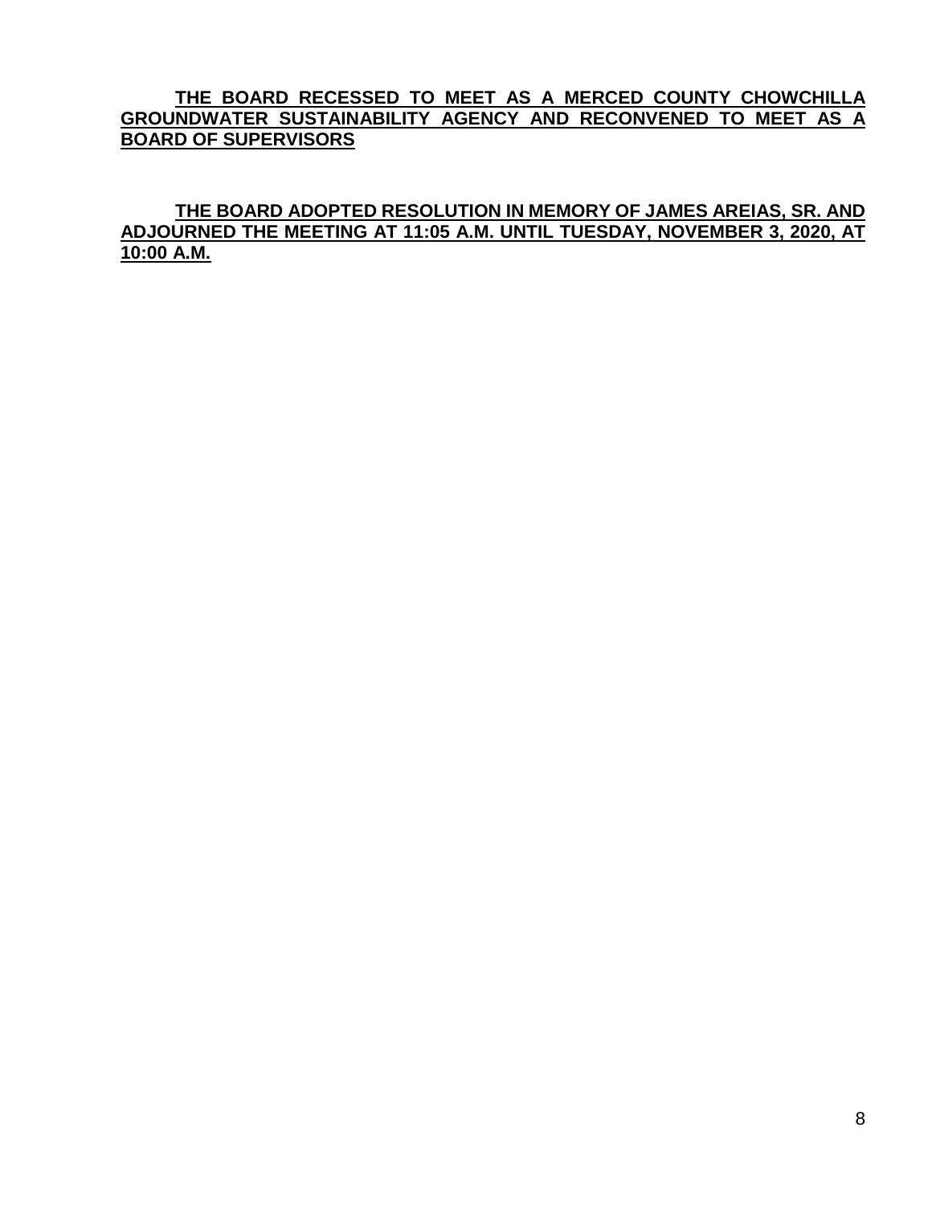**THE BOARD RECESSED TO MEET AS A MERCED COUNTY CHOWCHILLA GROUNDWATER SUSTAINABILITY AGENCY AND RECONVENED TO MEET AS A BOARD OF SUPERVISORS**

**THE BOARD ADOPTED RESOLUTION IN MEMORY OF JAMES AREIAS, SR. AND ADJOURNED THE MEETING AT 11:05 A.M. UNTIL TUESDAY, NOVEMBER 3, 2020, AT 10:00 A.M.**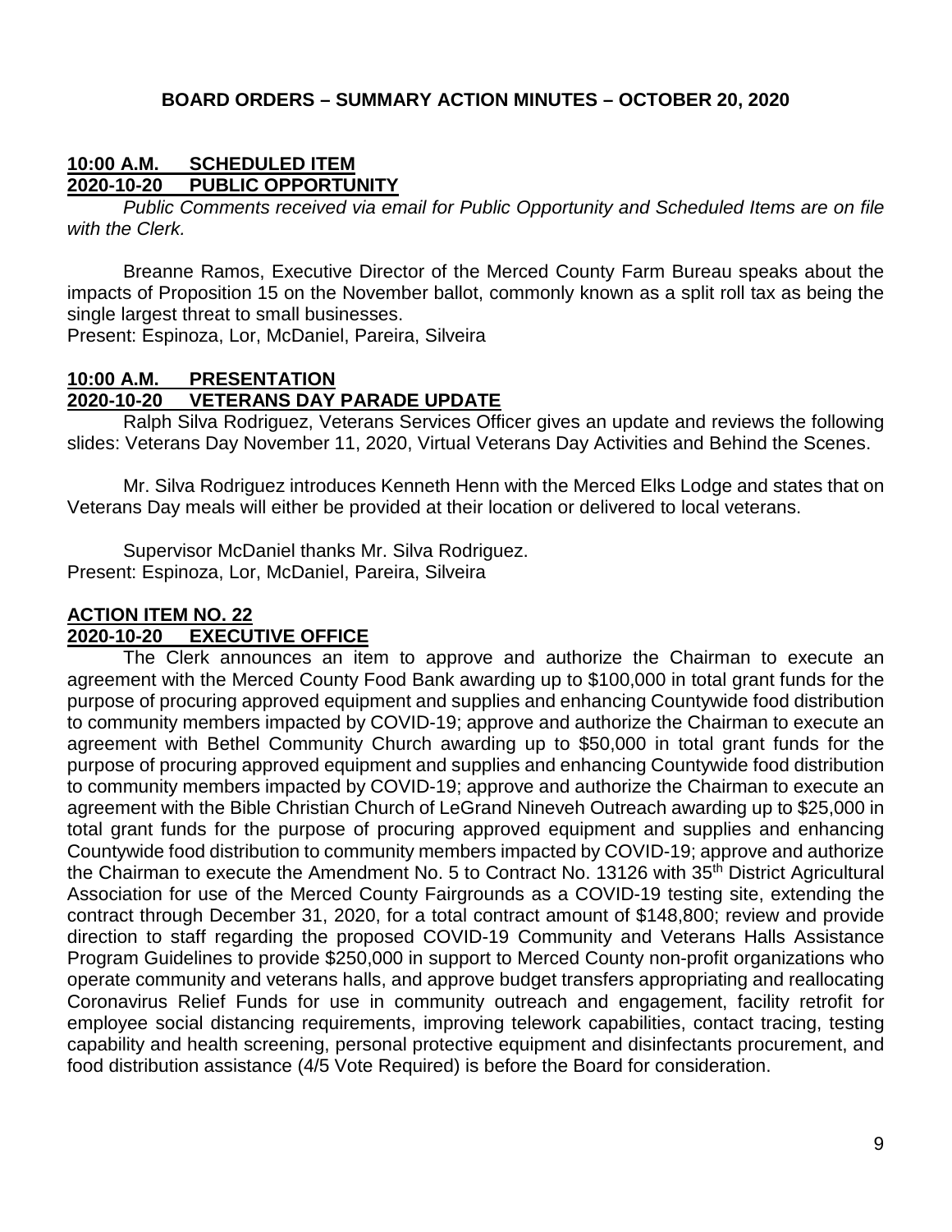**BOARD ORDERS – SUMMARY ACTION MINUTES – OCTOBER 20, 2020**

**10:00 A.M. SCHEDULED ITEM**
**2020-10-20 PUBLIC OPPORTUNITY**

*Public Comments received via email for Public Opportunity and Scheduled Items are on file with the Clerk.*

Breanne Ramos, Executive Director of the Merced County Farm Bureau speaks about the impacts of Proposition 15 on the November ballot, commonly known as a split roll tax as being the single largest threat to small businesses.
Present: Espinoza, Lor, McDaniel, Pareira, Silveira

**10:00 A.M. PRESENTATION**
**2020-10-20 VETERANS DAY PARADE UPDATE**

Ralph Silva Rodriguez, Veterans Services Officer gives an update and reviews the following slides: Veterans Day November 11, 2020, Virtual Veterans Day Activities and Behind the Scenes.

Mr. Silva Rodriguez introduces Kenneth Henn with the Merced Elks Lodge and states that on Veterans Day meals will either be provided at their location or delivered to local veterans.

Supervisor McDaniel thanks Mr. Silva Rodriguez.
Present: Espinoza, Lor, McDaniel, Pareira, Silveira

**ACTION ITEM NO. 22**
**2020-10-20 EXECUTIVE OFFICE**

The Clerk announces an item to approve and authorize the Chairman to execute an agreement with the Merced County Food Bank awarding up to $100,000 in total grant funds for the purpose of procuring approved equipment and supplies and enhancing Countywide food distribution to community members impacted by COVID-19; approve and authorize the Chairman to execute an agreement with Bethel Community Church awarding up to $50,000 in total grant funds for the purpose of procuring approved equipment and supplies and enhancing Countywide food distribution to community members impacted by COVID-19; approve and authorize the Chairman to execute an agreement with the Bible Christian Church of LeGrand Nineveh Outreach awarding up to $25,000 in total grant funds for the purpose of procuring approved equipment and supplies and enhancing Countywide food distribution to community members impacted by COVID-19; approve and authorize the Chairman to execute the Amendment No. 5 to Contract No. 13126 with 35th District Agricultural Association for use of the Merced County Fairgrounds as a COVID-19 testing site, extending the contract through December 31, 2020, for a total contract amount of $148,800; review and provide direction to staff regarding the proposed COVID-19 Community and Veterans Halls Assistance Program Guidelines to provide $250,000 in support to Merced County non-profit organizations who operate community and veterans halls, and approve budget transfers appropriating and reallocating Coronavirus Relief Funds for use in community outreach and engagement, facility retrofit for employee social distancing requirements, improving telework capabilities, contact tracing, testing capability and health screening, personal protective equipment and disinfectants procurement, and food distribution assistance (4/5 Vote Required) is before the Board for consideration.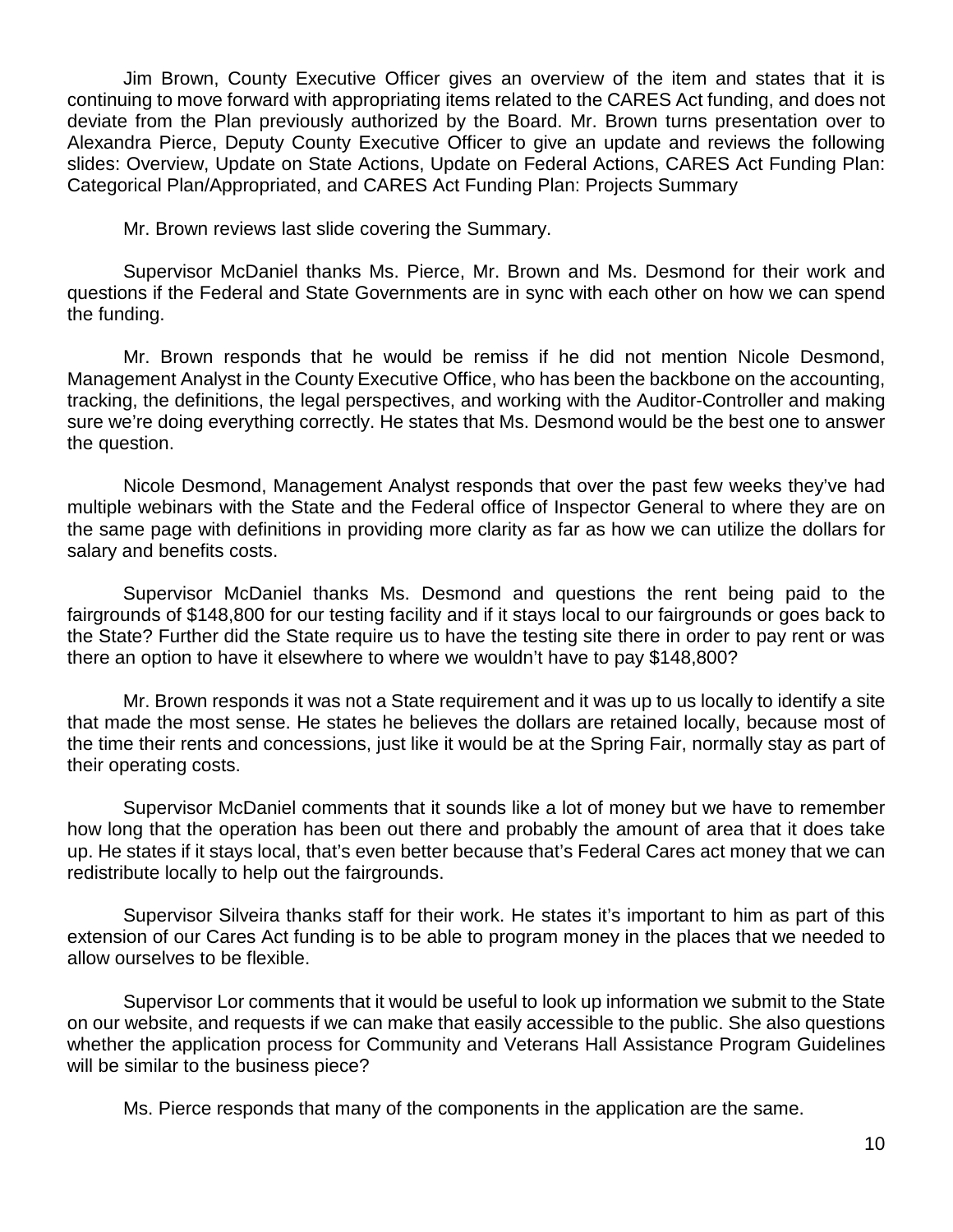Jim Brown, County Executive Officer gives an overview of the item and states that it is continuing to move forward with appropriating items related to the CARES Act funding, and does not deviate from the Plan previously authorized by the Board. Mr. Brown turns presentation over to Alexandra Pierce, Deputy County Executive Officer to give an update and reviews the following slides: Overview, Update on State Actions, Update on Federal Actions, CARES Act Funding Plan: Categorical Plan/Appropriated, and CARES Act Funding Plan: Projects Summary

Mr. Brown reviews last slide covering the Summary.

Supervisor McDaniel thanks Ms. Pierce, Mr. Brown and Ms. Desmond for their work and questions if the Federal and State Governments are in sync with each other on how we can spend the funding.

Mr. Brown responds that he would be remiss if he did not mention Nicole Desmond, Management Analyst in the County Executive Office, who has been the backbone on the accounting, tracking, the definitions, the legal perspectives, and working with the Auditor-Controller and making sure we're doing everything correctly. He states that Ms. Desmond would be the best one to answer the question.

Nicole Desmond, Management Analyst responds that over the past few weeks they've had multiple webinars with the State and the Federal office of Inspector General to where they are on the same page with definitions in providing more clarity as far as how we can utilize the dollars for salary and benefits costs.

Supervisor McDaniel thanks Ms. Desmond and questions the rent being paid to the fairgrounds of $148,800 for our testing facility and if it stays local to our fairgrounds or goes back to the State? Further did the State require us to have the testing site there in order to pay rent or was there an option to have it elsewhere to where we wouldn't have to pay $148,800?

Mr. Brown responds it was not a State requirement and it was up to us locally to identify a site that made the most sense. He states he believes the dollars are retained locally, because most of the time their rents and concessions, just like it would be at the Spring Fair, normally stay as part of their operating costs.

Supervisor McDaniel comments that it sounds like a lot of money but we have to remember how long that the operation has been out there and probably the amount of area that it does take up. He states if it stays local, that's even better because that's Federal Cares act money that we can redistribute locally to help out the fairgrounds.

Supervisor Silveira thanks staff for their work. He states it's important to him as part of this extension of our Cares Act funding is to be able to program money in the places that we needed to allow ourselves to be flexible.

Supervisor Lor comments that it would be useful to look up information we submit to the State on our website, and requests if we can make that easily accessible to the public. She also questions whether the application process for Community and Veterans Hall Assistance Program Guidelines will be similar to the business piece?

Ms. Pierce responds that many of the components in the application are the same.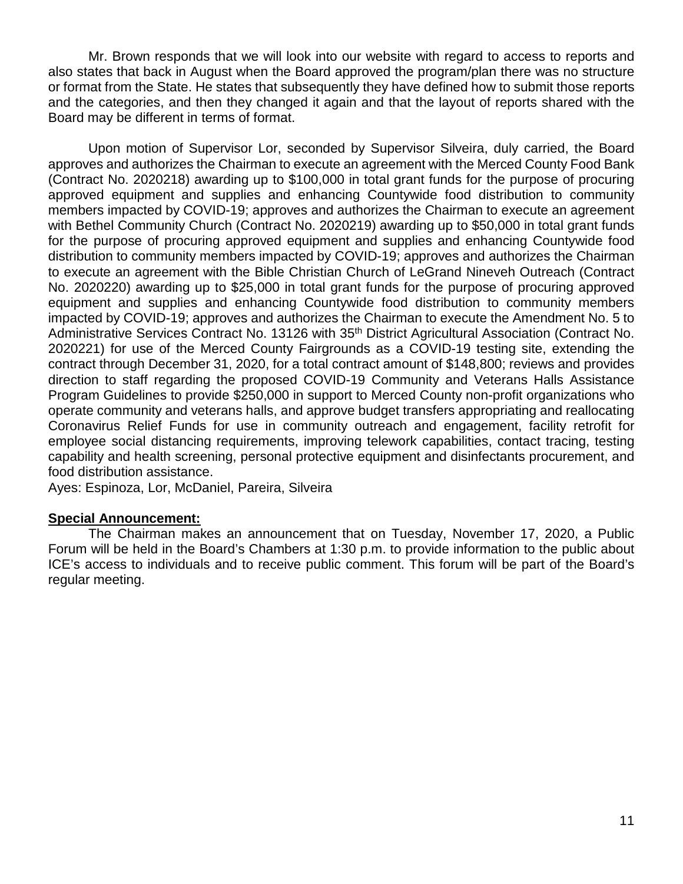Mr. Brown responds that we will look into our website with regard to access to reports and also states that back in August when the Board approved the program/plan there was no structure or format from the State. He states that subsequently they have defined how to submit those reports and the categories, and then they changed it again and that the layout of reports shared with the Board may be different in terms of format.

Upon motion of Supervisor Lor, seconded by Supervisor Silveira, duly carried, the Board approves and authorizes the Chairman to execute an agreement with the Merced County Food Bank (Contract No. 2020218) awarding up to $100,000 in total grant funds for the purpose of procuring approved equipment and supplies and enhancing Countywide food distribution to community members impacted by COVID-19; approves and authorizes the Chairman to execute an agreement with Bethel Community Church (Contract No. 2020219) awarding up to $50,000 in total grant funds for the purpose of procuring approved equipment and supplies and enhancing Countywide food distribution to community members impacted by COVID-19; approves and authorizes the Chairman to execute an agreement with the Bible Christian Church of LeGrand Nineveh Outreach (Contract No. 2020220) awarding up to $25,000 in total grant funds for the purpose of procuring approved equipment and supplies and enhancing Countywide food distribution to community members impacted by COVID-19; approves and authorizes the Chairman to execute the Amendment No. 5 to Administrative Services Contract No. 13126 with 35th District Agricultural Association (Contract No. 2020221) for use of the Merced County Fairgrounds as a COVID-19 testing site, extending the contract through December 31, 2020, for a total contract amount of $148,800; reviews and provides direction to staff regarding the proposed COVID-19 Community and Veterans Halls Assistance Program Guidelines to provide $250,000 in support to Merced County non-profit organizations who operate community and veterans halls, and approve budget transfers appropriating and reallocating Coronavirus Relief Funds for use in community outreach and engagement, facility retrofit for employee social distancing requirements, improving telework capabilities, contact tracing, testing capability and health screening, personal protective equipment and disinfectants procurement, and food distribution assistance.
Ayes: Espinoza, Lor, McDaniel, Pareira, Silveira

**Special Announcement:**

The Chairman makes an announcement that on Tuesday, November 17, 2020, a Public Forum will be held in the Board's Chambers at 1:30 p.m. to provide information to the public about ICE's access to individuals and to receive public comment. This forum will be part of the Board's regular meeting.